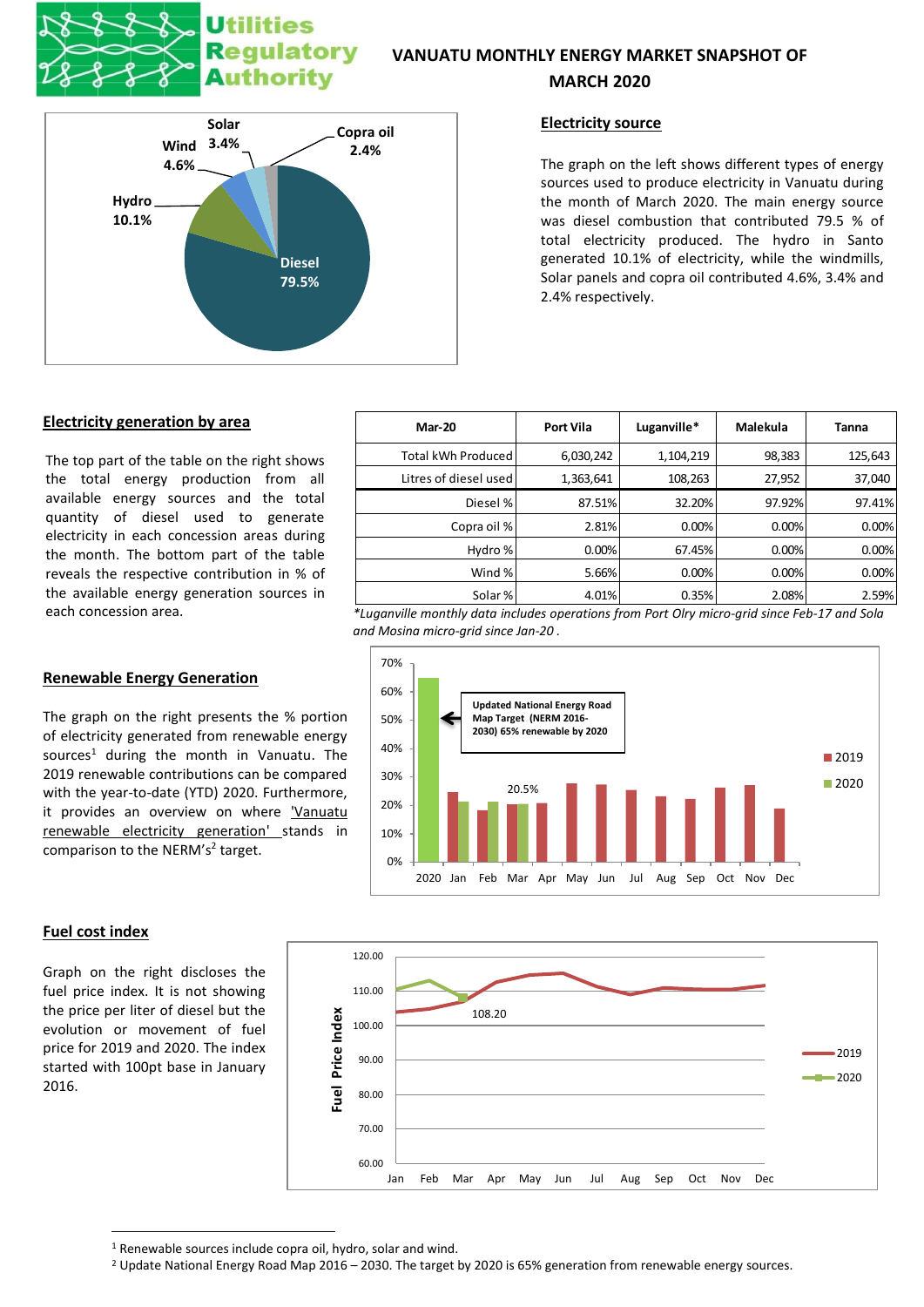# VANUATU MONTHLY ENERGY MARKET SNAPSHOT OF MARCH 2020

Utilities Regulatory Authority

## Electricity source

Solar 3.4%, Wind 4.6%, Hydro 10.1%, Copra oil 2.4%, Diesel 79.5%

The graph on the left shows different types of energy sources used to produce electricity in Vanuatu during the month of March 2020. The main energy source was diesel combustion that contributed 79.5 % of total electricity produced. The hydro in Santo generated 10.1% of electricity, while the windmills, Solar panels and copra oil contributed 4.6%, 3.4% and 2.4% respectively.

## Electricity generation by area

The top part of the table on the right shows the total energy production from all available energy sources and the total quantity of diesel used to generate electricity in each concession areas during the month. The bottom part of the table reveals the respective contribution in % of the available energy generation sources in each concession area.

| Mar-20 | Port Vila | Luganville* | Malekula | Tanna |
|---|---|---|---|---|
| Total kWh Produced | 6,030,242 | 1,104,219 | 98,383 | 125,643 |
| Litres of diesel used | 1,363,641 | 108,263 | 27,952 | 37,040 |
| Diesel % | 87.51% | 32.20% | 97.92% | 97.41% |
| Copra oil % | 2.81% | 0.00% | 0.00% | 0.00% |
| Hydro % | 0.00% | 67.45% | 0.00% | 0.00% |
| Wind % | 5.66% | 0.00% | 0.00% | 0.00% |
| Solar % | 4.01% | 0.35% | 2.08% | 2.59% |

*\*Luganville monthly data includes operations from Port Olry micro-grid since Feb-17 and Sola and Mosina micro-grid since Jan-20 .*

## Renewable Energy Generation

The graph on the right presents the % portion of electricity generated from renewable energy sources[1] during the month in Vanuatu. The 2019 renewable contributions can be compared with the year-to-date (YTD) 2020. Furthermore, it provides an overview on where 'Vanuatu renewable electricity generation' stands in comparison to the NERM's[2] target.

Updated National Energy Road Map Target (NERM 2016-2030) 65% renewable by 2020

20.5%

## Fuel cost index

Graph on the right discloses the fuel price index. It is not showing the price per liter of diesel but the evolution or movement of fuel price for 2019 and 2020. The index started with 100pt base in January 2016.

108.20

---

[1] Renewable sources include copra oil, hydro, solar and wind.

[2] Update National Energy Road Map 2016 – 2030. The target by 2020 is 65% generation from renewable energy sources.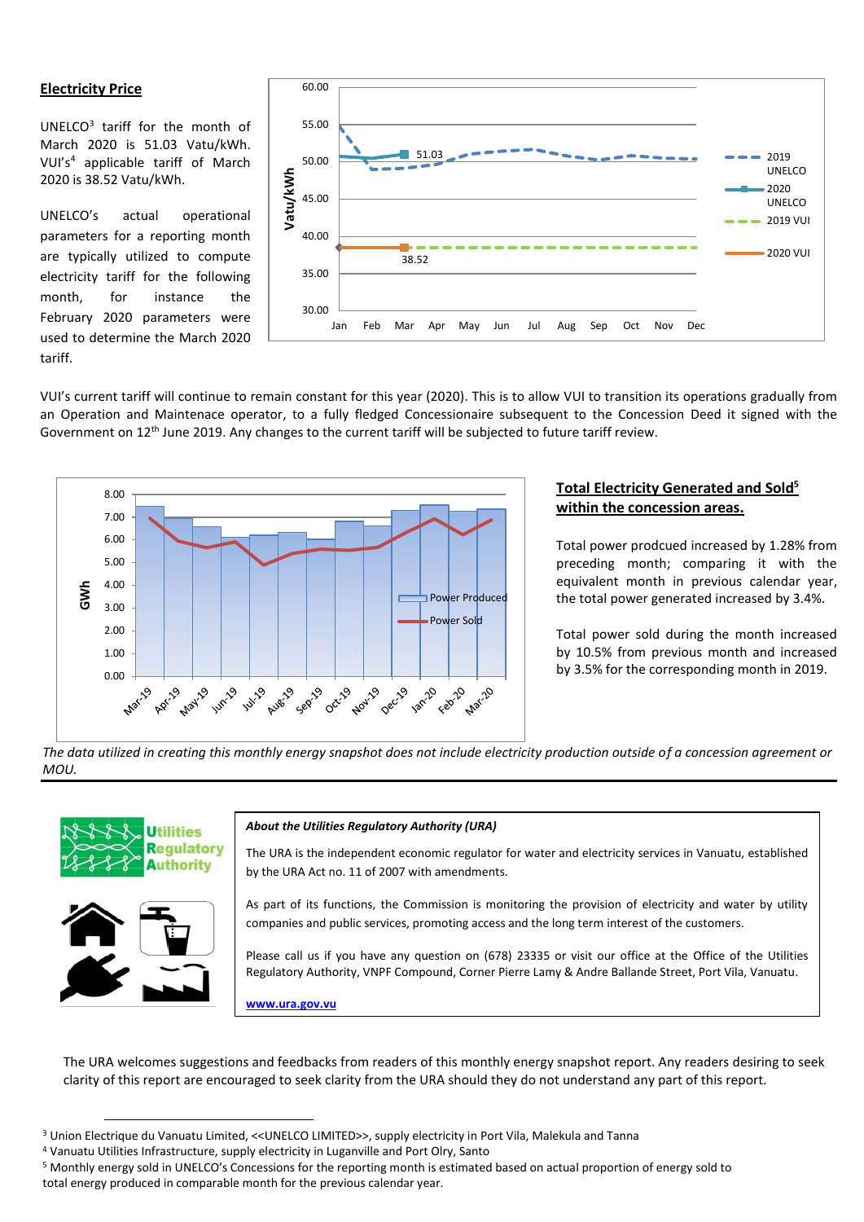## Electricity Price

UNELCO[3] tariff for the month of March 2020 is 51.03 Vatu/kWh. VUI's[4] applicable tariff of March 2020 is 38.52 Vatu/kWh.

UNELCO's actual operational parameters for a reporting month are typically utilized to compute electricity tariff for the following month, for instance the February 2020 parameters were used to determine the March 2020 tariff.

60.00
55.00
50.00
45.00
40.00
35.00
30.00
Vatu/kWh
Jan Feb Mar Apr May Jun Jul Aug Sep Oct Nov Dec
51.03
38.52
2019 UNELCO
2020 UNELCO
2019 VUI
2020 VUI

VUI's current tariff will continue to remain constant for this year (2020). This is to allow VUI to transition its operations gradually from an Operation and Maintenace operator, to a fully fledged Concessionaire subsequent to the Concession Deed it signed with the Government on 12th June 2019. Any changes to the current tariff will be subjected to future tariff review.

8.00
7.00
6.00
5.00
4.00
3.00
2.00
1.00
0.00
GWh
Mar-19 Apr-19 May-19 Jun-19 Jul-19 Aug-19 Sep-19 Oct-19 Nov-19 Dec-19 Jan-20 Feb-20 Mar-20
Power Produced
Power Sold

## Total Electricity Generated and Sold[5] within the concession areas.

Total power prodcued increased by 1.28% from preceding month; comparing it with the equivalent month in previous calendar year, the total power generated increased by 3.4%.

Total power sold during the month increased by 10.5% from previous month and increased by 3.5% for the corresponding month in 2019.

*The data utilized in creating this monthly energy snapshot does not include electricity production outside of a concession agreement or MOU.*

Utilities Regulatory Authority

***About the Utilities Regulatory Authority (URA)***

The URA is the independent economic regulator for water and electricity services in Vanuatu, established by the URA Act no. 11 of 2007 with amendments.

As part of its functions, the Commission is monitoring the provision of electricity and water by utility companies and public services, promoting access and the long term interest of the customers.

Please call us if you have any question on (678) 23335 or visit our office at the Office of the Utilities Regulatory Authority, VNPF Compound, Corner Pierre Lamy & Andre Ballande Street, Port Vila, Vanuatu.

**www.ura.gov.vu**

The URA welcomes suggestions and feedbacks from readers of this monthly energy snapshot report. Any readers desiring to seek clarity of this report are encouraged to seek clarity from the URA should they do not understand any part of this report.

[3] Union Electrique du Vanuatu Limited, <<UNELCO LIMITED>>, supply electricity in Port Vila, Malekula and Tanna

[4] Vanuatu Utilities Infrastructure, supply electricity in Luganville and Port Olry, Santo

[5] Monthly energy sold in UNELCO's Concessions for the reporting month is estimated based on actual proportion of energy sold to total energy produced in comparable month for the previous calendar year.